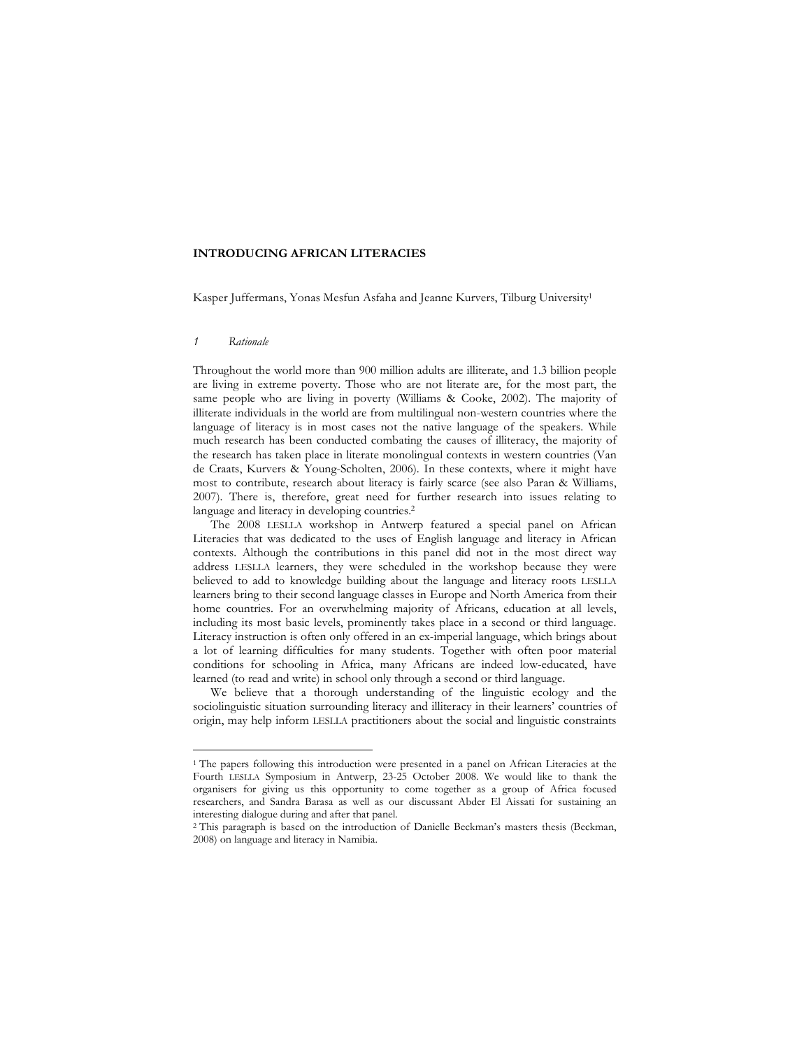# INTRODUCING AFRICAN LITERACIES

Kasper Juffermans, Yonas Mesfun Asfaha and Jeanne Kurvers, Tilburg University[1]

## *1 Rationale*

Throughout the world more than 900 million adults are illiterate, and 1.3 billion people are living in extreme poverty. Those who are not literate are, for the most part, the same people who are living in poverty (Williams & Cooke, 2002). The majority of illiterate individuals in the world are from multilingual non-western countries where the language of literacy is in most cases not the native language of the speakers. While much research has been conducted combating the causes of illiteracy, the majority of the research has taken place in literate monolingual contexts in western countries (Van de Craats, Kurvers & Young-Scholten, 2006). In these contexts, where it might have most to contribute, research about literacy is fairly scarce (see also Paran & Williams, 2007). There is, therefore, great need for further research into issues relating to language and literacy in developing countries.[2]

The 2008 LESLLA workshop in Antwerp featured a special panel on African Literacies that was dedicated to the uses of English language and literacy in African contexts. Although the contributions in this panel did not in the most direct way address LESLLA learners, they were scheduled in the workshop because they were believed to add to knowledge building about the language and literacy roots LESLLA learners bring to their second language classes in Europe and North America from their home countries. For an overwhelming majority of Africans, education at all levels, including its most basic levels, prominently takes place in a second or third language. Literacy instruction is often only offered in an ex-imperial language, which brings about a lot of learning difficulties for many students. Together with often poor material conditions for schooling in Africa, many Africans are indeed low-educated, have learned (to read and write) in school only through a second or third language.

We believe that a thorough understanding of the linguistic ecology and the sociolinguistic situation surrounding literacy and illiteracy in their learners' countries of origin, may help inform LESLLA practitioners about the social and linguistic constraints

---

[1] The papers following this introduction were presented in a panel on African Literacies at the Fourth LESLLA Symposium in Antwerp, 23-25 October 2008. We would like to thank the organisers for giving us this opportunity to come together as a group of Africa focused researchers, and Sandra Barasa as well as our discussant Abder El Aissati for sustaining an interesting dialogue during and after that panel.

[2] This paragraph is based on the introduction of Danielle Beckman's masters thesis (Beckman, 2008) on language and literacy in Namibia.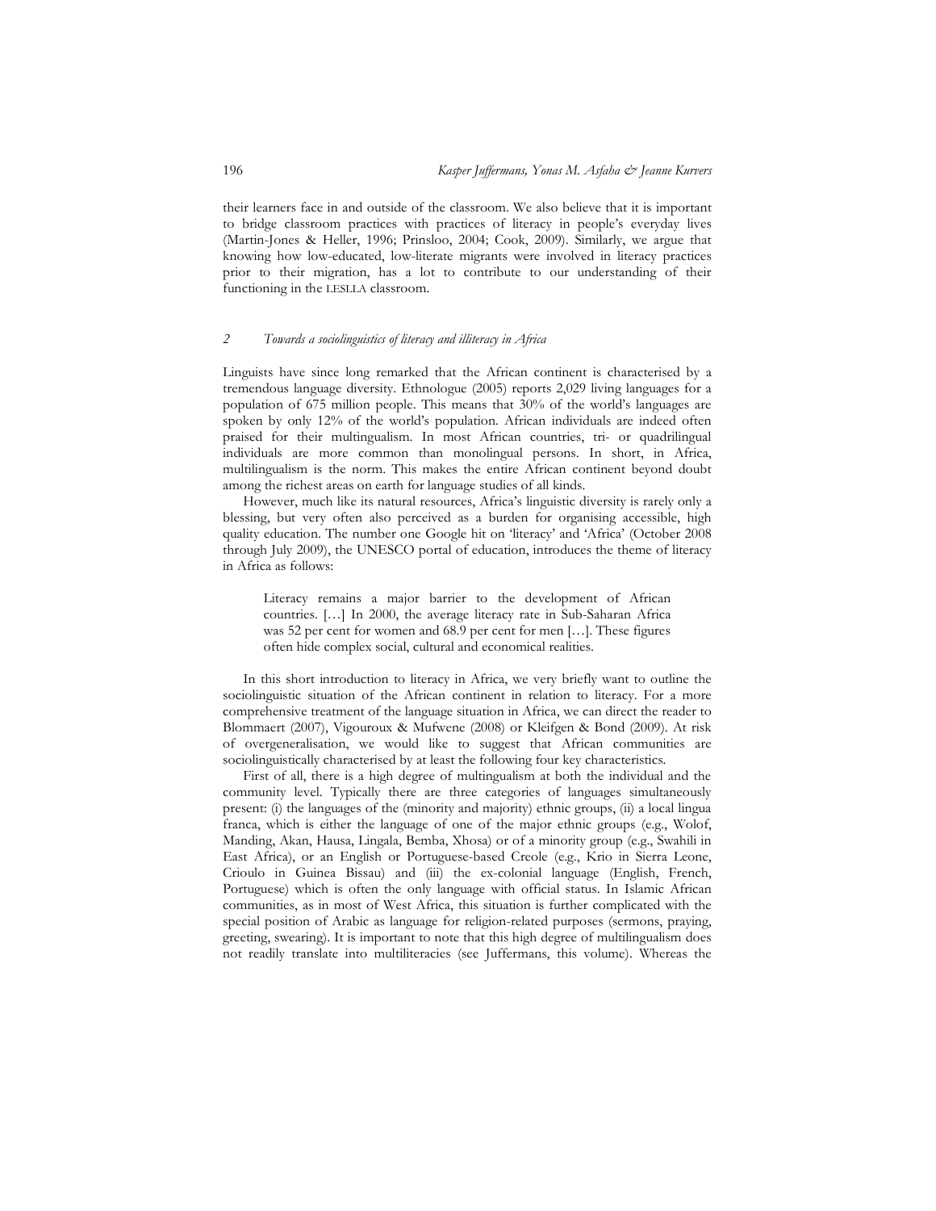their learners face in and outside of the classroom. We also believe that it is important to bridge classroom practices with practices of literacy in people's everyday lives (Martin-Jones & Heller, 1996; Prinsloo, 2004; Cook, 2009). Similarly, we argue that knowing how low-educated, low-literate migrants were involved in literacy practices prior to their migration, has a lot to contribute to our understanding of their functioning in the LESLLA classroom.

## *2 Towards a sociolinguistics of literacy and illiteracy in Africa*

Linguists have since long remarked that the African continent is characterised by a tremendous language diversity. Ethnologue (2005) reports 2,029 living languages for a population of 675 million people. This means that 30% of the world's languages are spoken by only 12% of the world's population. African individuals are indeed often praised for their multingualism. In most African countries, tri- or quadrilingual individuals are more common than monolingual persons. In short, in Africa, multilingualism is the norm. This makes the entire African continent beyond doubt among the richest areas on earth for language studies of all kinds.

However, much like its natural resources, Africa's linguistic diversity is rarely only a blessing, but very often also perceived as a burden for organising accessible, high quality education. The number one Google hit on 'literacy' and 'Africa' (October 2008 through July 2009), the UNESCO portal of education, introduces the theme of literacy in Africa as follows:

> Literacy remains a major barrier to the development of African countries. […] In 2000, the average literacy rate in Sub-Saharan Africa was 52 per cent for women and 68.9 per cent for men […]. These figures often hide complex social, cultural and economical realities.

In this short introduction to literacy in Africa, we very briefly want to outline the sociolinguistic situation of the African continent in relation to literacy. For a more comprehensive treatment of the language situation in Africa, we can direct the reader to Blommaert (2007), Vigouroux & Mufwene (2008) or Kleifgen & Bond (2009). At risk of overgeneralisation, we would like to suggest that African communities are sociolinguistically characterised by at least the following four key characteristics.

First of all, there is a high degree of multingualism at both the individual and the community level. Typically there are three categories of languages simultaneously present: (i) the languages of the (minority and majority) ethnic groups, (ii) a local lingua franca, which is either the language of one of the major ethnic groups (e.g., Wolof, Manding, Akan, Hausa, Lingala, Bemba, Xhosa) or of a minority group (e.g., Swahili in East Africa), or an English or Portuguese-based Creole (e.g., Krio in Sierra Leone, Crioulo in Guinea Bissau) and (iii) the ex-colonial language (English, French, Portuguese) which is often the only language with official status. In Islamic African communities, as in most of West Africa, this situation is further complicated with the special position of Arabic as language for religion-related purposes (sermons, praying, greeting, swearing). It is important to note that this high degree of multilingualism does not readily translate into multiliteracies (see Juffermans, this volume). Whereas the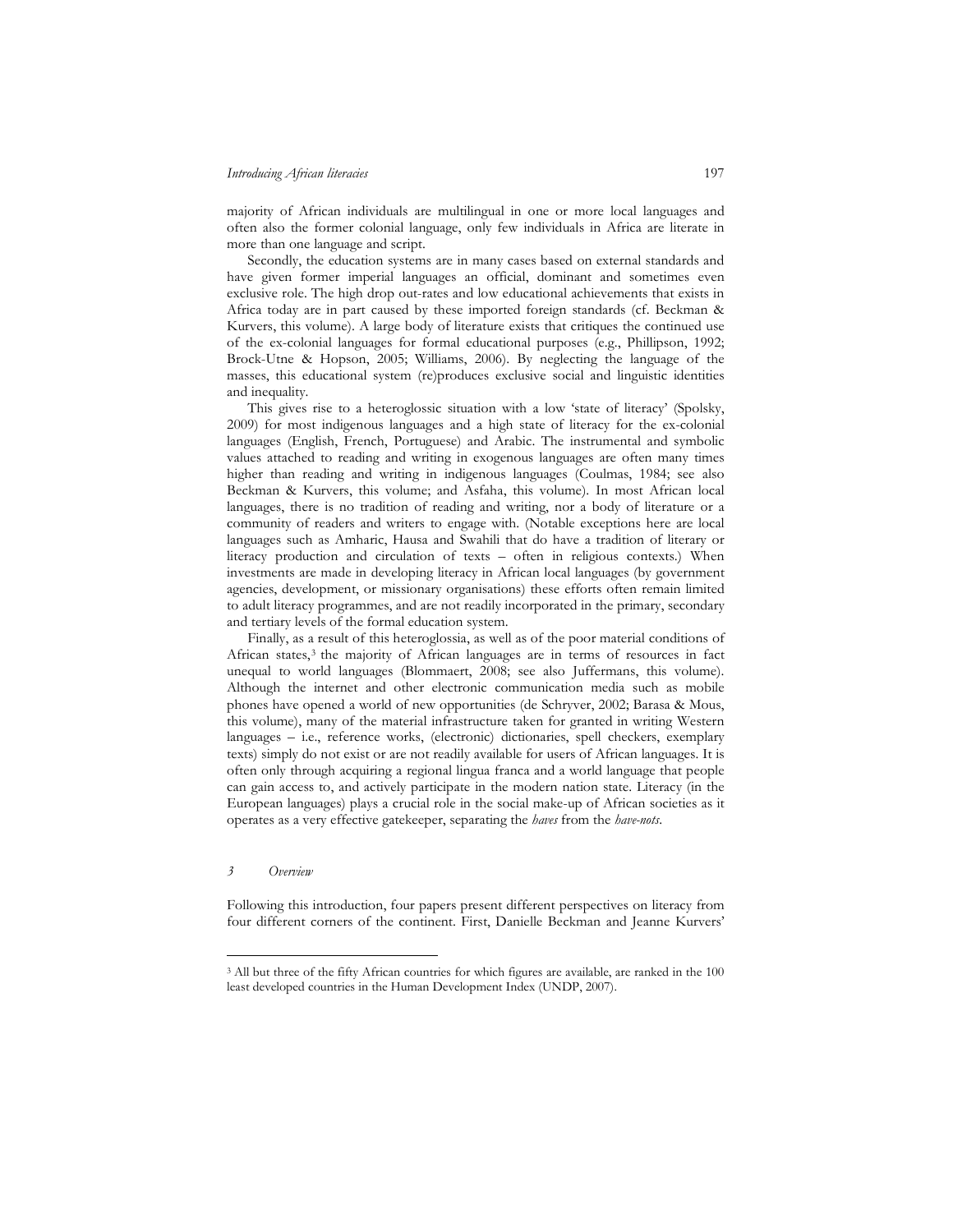majority of African individuals are multilingual in one or more local languages and often also the former colonial language, only few individuals in Africa are literate in more than one language and script.

Secondly, the education systems are in many cases based on external standards and have given former imperial languages an official, dominant and sometimes even exclusive role. The high drop out-rates and low educational achievements that exists in Africa today are in part caused by these imported foreign standards (cf. Beckman & Kurvers, this volume). A large body of literature exists that critiques the continued use of the ex-colonial languages for formal educational purposes (e.g., Phillipson, 1992; Brock-Utne & Hopson, 2005; Williams, 2006). By neglecting the language of the masses, this educational system (re)produces exclusive social and linguistic identities and inequality.

This gives rise to a heteroglossic situation with a low 'state of literacy' (Spolsky, 2009) for most indigenous languages and a high state of literacy for the ex-colonial languages (English, French, Portuguese) and Arabic. The instrumental and symbolic values attached to reading and writing in exogenous languages are often many times higher than reading and writing in indigenous languages (Coulmas, 1984; see also Beckman & Kurvers, this volume; and Asfaha, this volume). In most African local languages, there is no tradition of reading and writing, nor a body of literature or a community of readers and writers to engage with. (Notable exceptions here are local languages such as Amharic, Hausa and Swahili that do have a tradition of literary or literacy production and circulation of texts – often in religious contexts.) When investments are made in developing literacy in African local languages (by government agencies, development, or missionary organisations) these efforts often remain limited to adult literacy programmes, and are not readily incorporated in the primary, secondary and tertiary levels of the formal education system.

Finally, as a result of this heteroglossia, as well as of the poor material conditions of African states,[3] the majority of African languages are in terms of resources in fact unequal to world languages (Blommaert, 2008; see also Juffermans, this volume). Although the internet and other electronic communication media such as mobile phones have opened a world of new opportunities (de Schryver, 2002; Barasa & Mous, this volume), many of the material infrastructure taken for granted in writing Western languages – i.e., reference works, (electronic) dictionaries, spell checkers, exemplary texts) simply do not exist or are not readily available for users of African languages. It is often only through acquiring a regional lingua franca and a world language that people can gain access to, and actively participate in the modern nation state. Literacy (in the European languages) plays a crucial role in the social make-up of African societies as it operates as a very effective gatekeeper, separating the *haves* from the *have-nots*.

## *3 Overview*

Following this introduction, four papers present different perspectives on literacy from four different corners of the continent. First, Danielle Beckman and Jeanne Kurvers'

---

[3] All but three of the fifty African countries for which figures are available, are ranked in the 100 least developed countries in the Human Development Index (UNDP, 2007).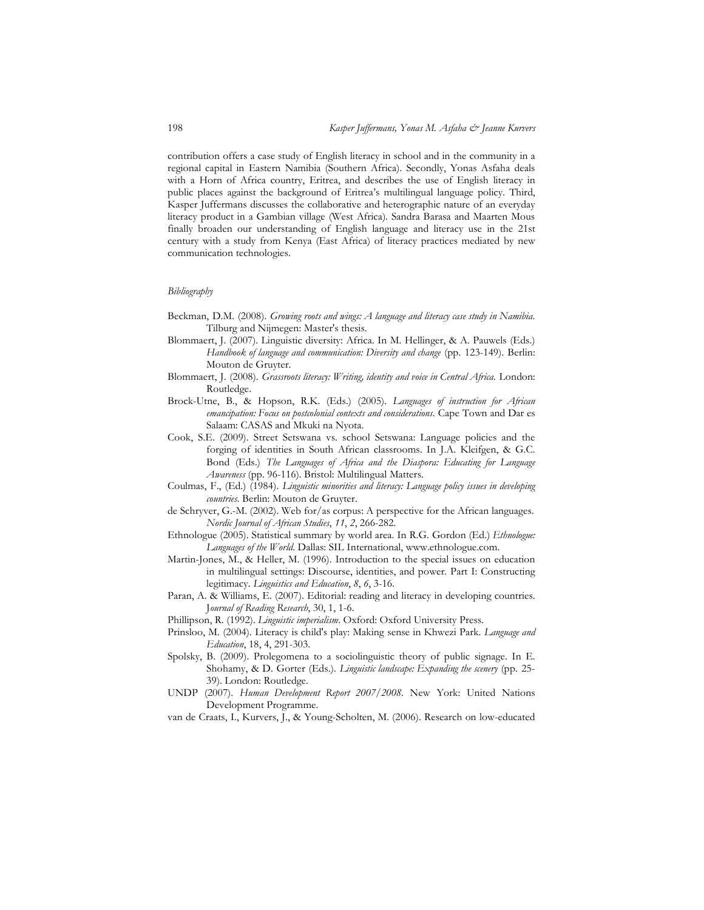contribution offers a case study of English literacy in school and in the community in a regional capital in Eastern Namibia (Southern Africa). Secondly, Yonas Asfaha deals with a Horn of Africa country, Eritrea, and describes the use of English literacy in public places against the background of Eritrea's multilingual language policy. Third, Kasper Juffermans discusses the collaborative and heterographic nature of an everyday literacy product in a Gambian village (West Africa). Sandra Barasa and Maarten Mous finally broaden our understanding of English language and literacy use in the 21st century with a study from Kenya (East Africa) of literacy practices mediated by new communication technologies.

*Bibliography*

Beckman, D.M. (2008). *Growing roots and wings: A language and literacy case study in Namibia*. Tilburg and Nijmegen: Master's thesis.

Blommaert, J. (2007). Linguistic diversity: Africa. In M. Hellinger, & A. Pauwels (Eds.) *Handbook of language and communication: Diversity and change* (pp. 123-149). Berlin: Mouton de Gruyter.

Blommaert, J. (2008). *Grassroots literacy: Writing, identity and voice in Central Africa*. London: Routledge.

Brock-Utne, B., & Hopson, R.K. (Eds.) (2005). *Languages of instruction for African emancipation: Focus on postcolonial contexts and considerations*. Cape Town and Dar es Salaam: CASAS and Mkuki na Nyota.

Cook, S.E. (2009). Street Setswana vs. school Setswana: Language policies and the forging of identities in South African classrooms. In J.A. Kleifgen, & G.C. Bond (Eds.) *The Languages of Africa and the Diaspora: Educating for Language Awareness* (pp. 96-116). Bristol: Multilingual Matters.

Coulmas, F., (Ed.) (1984). *Linguistic minorities and literacy: Language policy issues in developing countries*. Berlin: Mouton de Gruyter.

de Schryver, G.-M. (2002). Web for/as corpus: A perspective for the African languages. *Nordic Journal of African Studies*, *11*, *2*, 266-282.

Ethnologue (2005). Statistical summary by world area. In R.G. Gordon (Ed.) *Ethnologue: Languages of the World*. Dallas: SIL International, www.ethnologue.com.

Martin-Jones, M., & Heller, M. (1996). Introduction to the special issues on education in multilingual settings: Discourse, identities, and power. Part I: Constructing legitimacy. *Linguistics and Education*, *8*, *6*, 3-16.

Paran, A. & Williams, E. (2007). Editorial: reading and literacy in developing countries. *Journal of Reading Research*, 30, 1, 1-6.

Phillipson, R. (1992). *Linguistic imperialism*. Oxford: Oxford University Press.

Prinsloo, M. (2004). Literacy is child's play: Making sense in Khwezi Park. *Language and Education*, 18, 4, 291-303.

Spolsky, B. (2009). Prolegomena to a sociolinguistic theory of public signage. In E. Shohamy, & D. Gorter (Eds.). *Linguistic landscape: Expanding the scenery* (pp. 25-39). London: Routledge.

UNDP (2007). *Human Development Report 2007/2008*. New York: United Nations Development Programme.

van de Craats, I., Kurvers, J., & Young-Scholten, M. (2006). Research on low-educated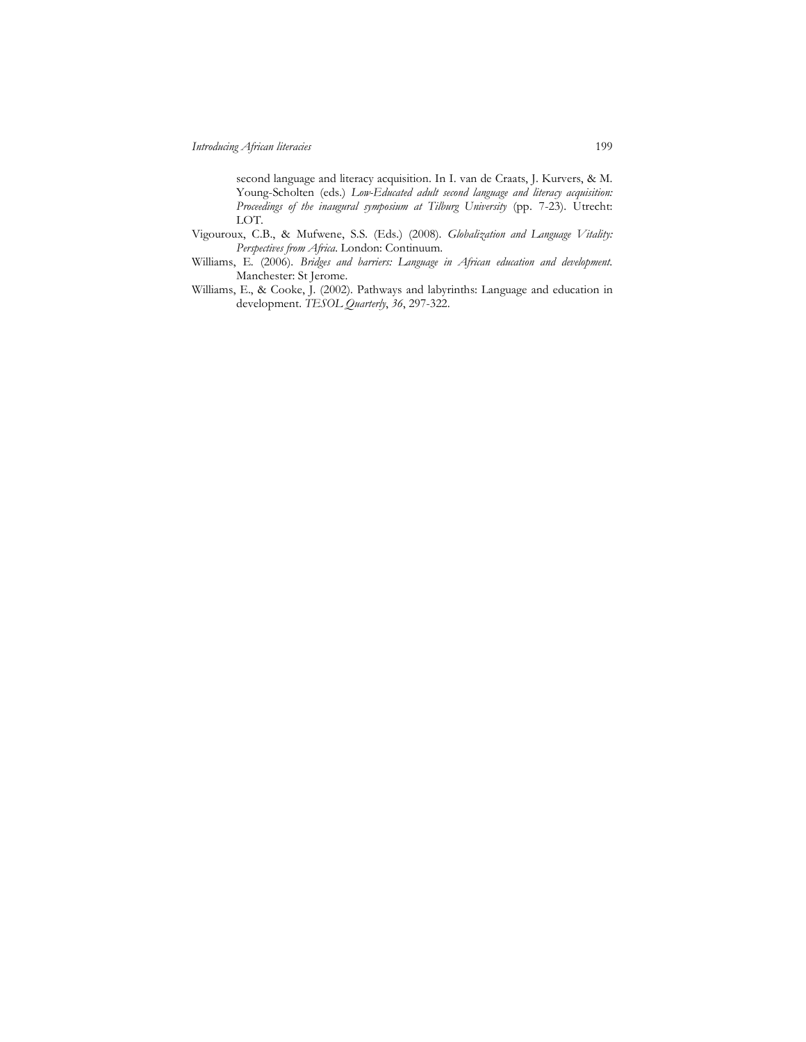second language and literacy acquisition. In I. van de Craats, J. Kurvers, & M. Young-Scholten (eds.) *Low-Educated adult second language and literacy acquisition: Proceedings of the inaugural symposium at Tilburg University* (pp. 7-23). Utrecht: LOT.

Vigouroux, C.B., & Mufwene, S.S. (Eds.) (2008). *Globalization and Language Vitality: Perspectives from Africa*. London: Continuum.

Williams, E. (2006). *Bridges and barriers: Language in African education and development.* Manchester: St Jerome.

Williams, E., & Cooke, J. (2002). Pathways and labyrinths: Language and education in development. *TESOL Quarterly*, *36*, 297-322.